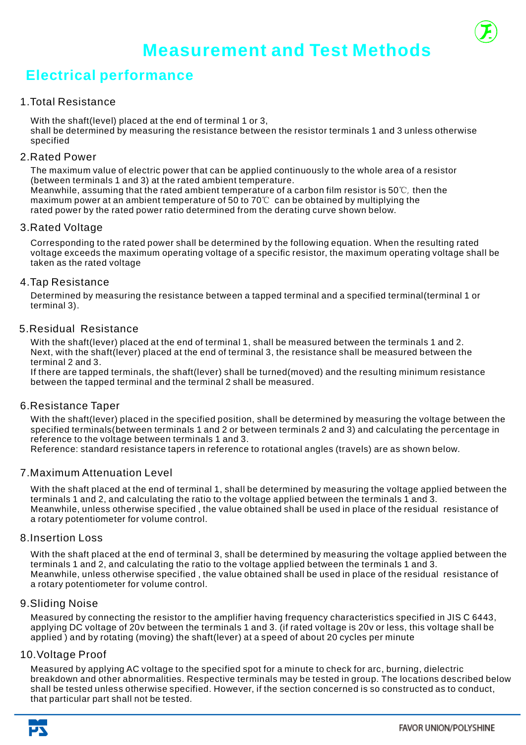# Measurement and Test Methods

## Electrical performance

### 1.Total Resistance

With the shaft(level) placed at the end of terminal 1 or 3,
shall be determined by measuring the resistance between the resistor terminals 1 and 3 unless otherwise specified

### 2.Rated Power

The maximum value of electric power that can be applied continuously to the whole area of a resistor (between terminals 1 and 3) at the rated ambient temperature.
Meanwhile, assuming that the rated ambient temperature of a carbon film resistor is 50℃, then the maximum power at an ambient temperature of 50 to 70℃ can be obtained by multiplying the rated power by the rated power ratio determined from the derating curve shown below.

### 3.Rated Voltage

Corresponding to the rated power shall be determined by the following equation. When the resulting rated voltage exceeds the maximum operating voltage of a specific resistor, the maximum operating voltage shall be taken as the rated voltage

### 4.Tap Resistance

Determined by measuring the resistance between a tapped terminal and a specified terminal(terminal 1 or terminal 3).

### 5.Residual Resistance

With the shaft(lever) placed at the end of terminal 1, shall be measured between the terminals 1 and 2.
Next, with the shaft(lever) placed at the end of terminal 3, the resistance shall be measured between the terminal 2 and 3.
If there are tapped terminals, the shaft(lever) shall be turned(moved) and the resulting minimum resistance between the tapped terminal and the terminal 2 shall be measured.

### 6.Resistance Taper

With the shaft(lever) placed in the specified position, shall be determined by measuring the voltage between the specified terminals(between terminals 1 and 2 or between terminals 2 and 3) and calculating the percentage in reference to the voltage between terminals 1 and 3.
Reference: standard resistance tapers in reference to rotational angles (travels) are as shown below.

### 7.Maximum Attenuation Level

With the shaft placed at the end of terminal 1, shall be determined by measuring the voltage applied between the terminals 1 and 2, and calculating the ratio to the voltage applied between the terminals 1 and 3.
Meanwhile, unless otherwise specified , the value obtained shall be used in place of the residual resistance of a rotary potentiometer for volume control.

### 8.Insertion Loss

With the shaft placed at the end of terminal 3, shall be determined by measuring the voltage applied between the terminals 1 and 2, and calculating the ratio to the voltage applied between the terminals 1 and 3.
Meanwhile, unless otherwise specified , the value obtained shall be used in place of the residual resistance of a rotary potentiometer for volume control.

### 9.Sliding Noise

Measured by connecting the resistor to the amplifier having frequency characteristics specified in JIS C 6443, applying DC voltage of 20v between the terminals 1 and 3. (if rated voltage is 20v or less, this voltage shall be applied ) and by rotating (moving) the shaft(lever) at a speed of about 20 cycles per minute

### 10.Voltage Proof

Measured by applying AC voltage to the specified spot for a minute to check for arc, burning, dielectric breakdown and other abnormalities. Respective terminals may be tested in group. The locations described below shall be tested unless otherwise specified. However, if the section concerned is so constructed as to conduct, that particular part shall not be tested.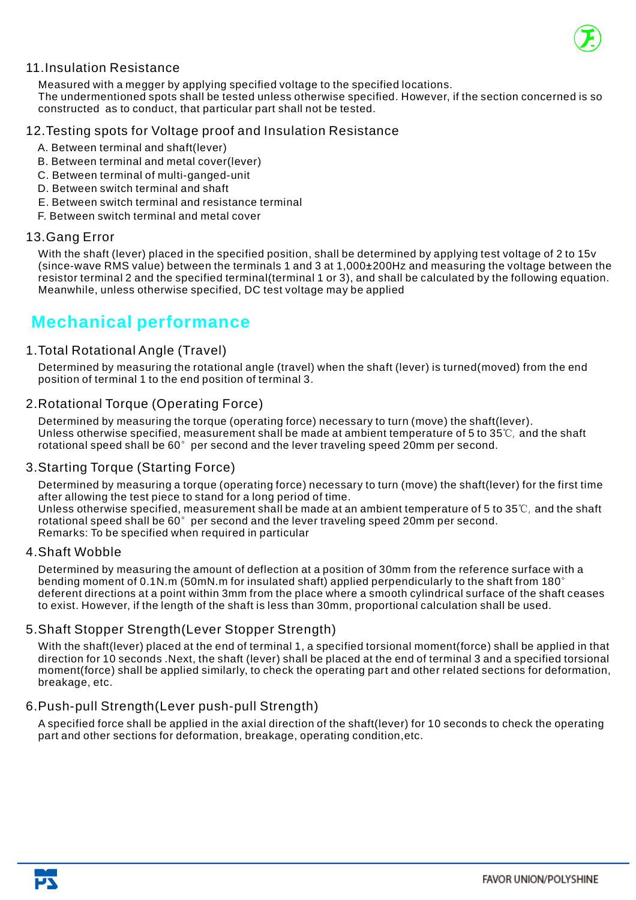## 11.Insulation Resistance

Measured with a megger by applying specified voltage to the specified locations.
The undermentioned spots shall be tested unless otherwise specified. However, if the section concerned is so constructed as to conduct, that particular part shall not be tested.

## 12.Testing spots for Voltage proof and Insulation Resistance

A. Between terminal and shaft(lever)
B. Between terminal and metal cover(lever)
C. Between terminal of multi-ganged-unit
D. Between switch terminal and shaft
E. Between switch terminal and resistance terminal
F. Between switch terminal and metal cover

## 13.Gang Error

With the shaft (lever) placed in the specified position, shall be determined by applying test voltage of 2 to 15v (since-wave RMS value) between the terminals 1 and 3 at 1,000±200Hz and measuring the voltage between the resistor terminal 2 and the specified terminal(terminal 1 or 3), and shall be calculated by the following equation. Meanwhile, unless otherwise specified, DC test voltage may be applied

# Mechanical performance

## 1.Total Rotational Angle (Travel)

Determined by measuring the rotational angle (travel) when the shaft (lever) is turned(moved) from the end position of terminal 1 to the end position of terminal 3.

## 2.Rotational Torque (Operating Force)

Determined by measuring the torque (operating force) necessary to turn (move) the shaft(lever).
Unless otherwise specified, measurement shall be made at ambient temperature of 5 to 35℃, and the shaft rotational speed shall be 60° per second and the lever traveling speed 20mm per second.

## 3.Starting Torque (Starting Force)

Determined by measuring a torque (operating force) necessary to turn (move) the shaft(lever) for the first time after allowing the test piece to stand for a long period of time.
Unless otherwise specified, measurement shall be made at an ambient temperature of 5 to 35℃, and the shaft rotational speed shall be 60° per second and the lever traveling speed 20mm per second.
Remarks: To be specified when required in particular

## 4.Shaft Wobble

Determined by measuring the amount of deflection at a position of 30mm from the reference surface with a bending moment of 0.1N.m (50mN.m for insulated shaft) applied perpendicularly to the shaft from 180° deferent directions at a point within 3mm from the place where a smooth cylindrical surface of the shaft ceases to exist. However, if the length of the shaft is less than 30mm, proportional calculation shall be used.

## 5.Shaft Stopper Strength(Lever Stopper Strength)

With the shaft(lever) placed at the end of terminal 1, a specified torsional moment(force) shall be applied in that direction for 10 seconds .Next, the shaft (lever) shall be placed at the end of terminal 3 and a specified torsional moment(force) shall be applied similarly, to check the operating part and other related sections for deformation, breakage, etc.

## 6.Push-pull Strength(Lever push-pull Strength)

A specified force shall be applied in the axial direction of the shaft(lever) for 10 seconds to check the operating part and other sections for deformation, breakage, operating condition,etc.